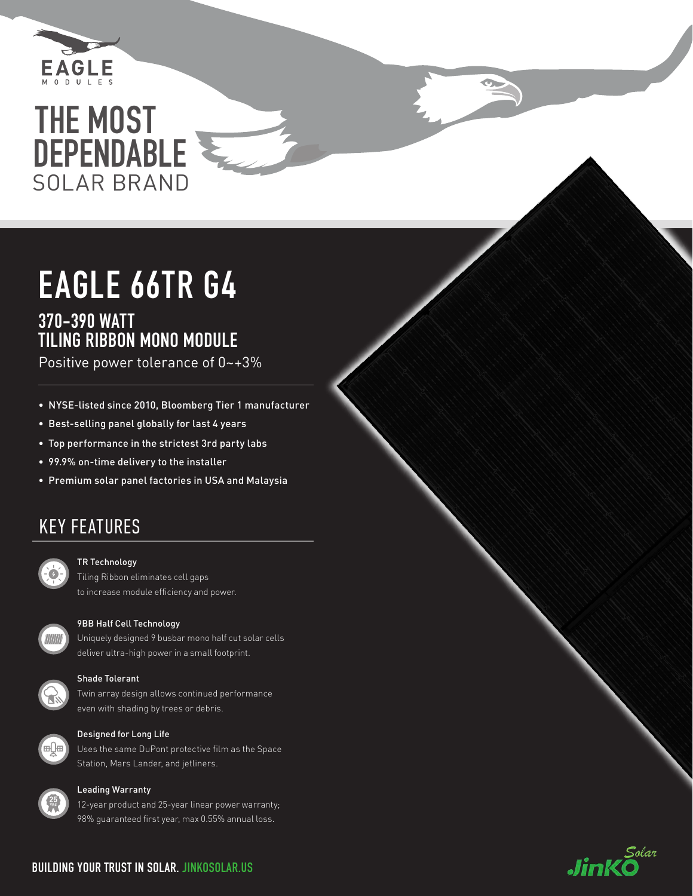EAGLE MODULES

# THE MOST DEPENDABLE SOLAR BRAND

# EAGLE 66TR G4

## 370-390 WATT TILING RIBBON MONO MODULE

Positive power tolerance of 0~+3%

- NYSE-listed since 2010, Bloomberg Tier 1 manufacturer
- Best-selling panel globally for last 4 years
- Top performance in the strictest 3rd party labs
- 99.9% on-time delivery to the installer
- Premium solar panel factories in USA and Malaysia

## KEY FEATURES

**TR Technology**
Tiling Ribbon eliminates cell gaps to increase module efficiency and power.

**9BB Half Cell Technology**
Uniquely designed 9 busbar mono half cut solar cells deliver ultra-high power in a small footprint.

**Shade Tolerant**
Twin array design allows continued performance even with shading by trees or debris.

**Designed for Long Life**
Uses the same DuPont protective film as the Space Station, Mars Lander, and jetliners.

**Leading Warranty**
12-year product and 25-year linear power warranty; 98% guaranteed first year, max 0.55% annual loss.

**BUILDING YOUR TRUST IN SOLAR. JINKOSOLAR.US**

JinKO Solar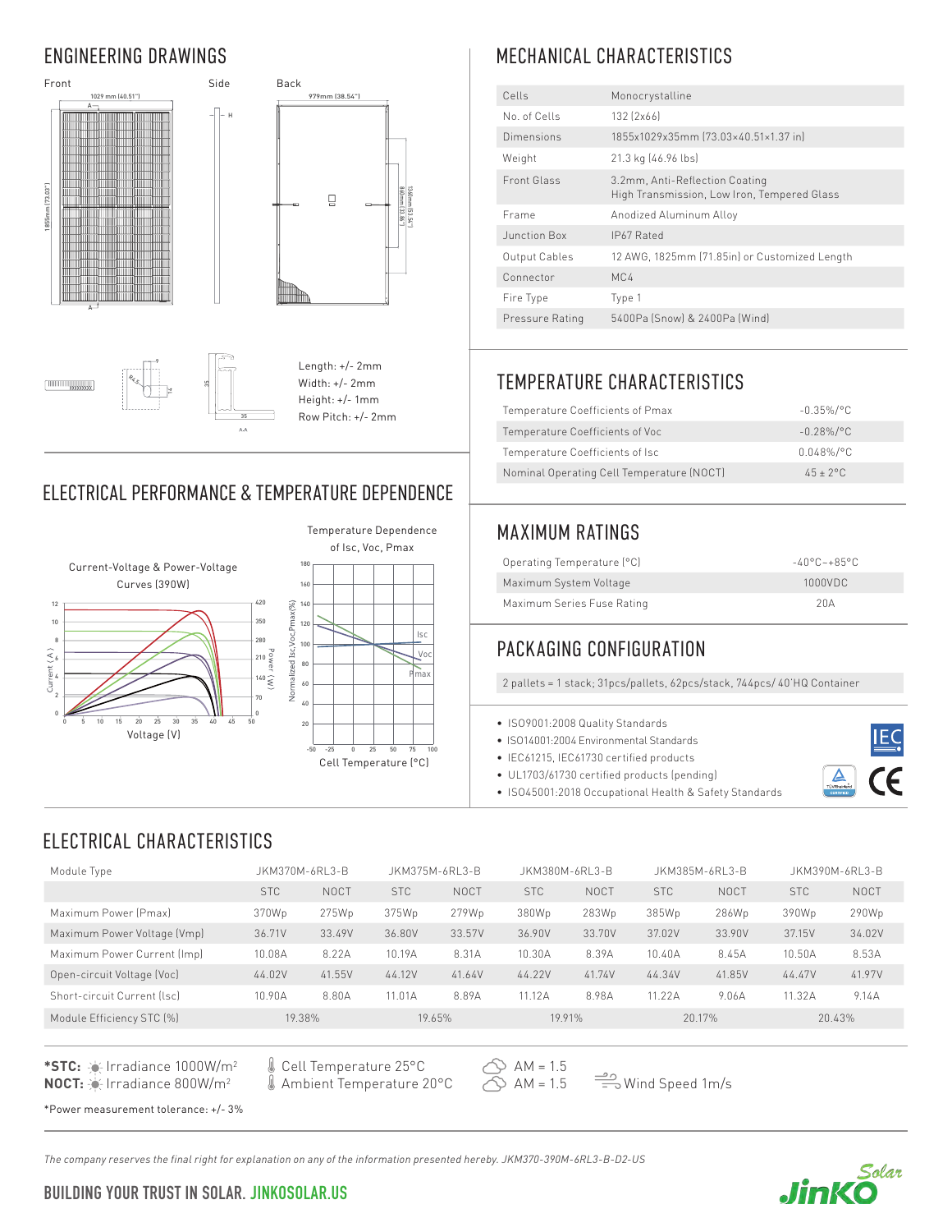## ENGINEERING DRAWINGS

Front

Side

Back

1029 mm (40.51")

979mm (38.54")

1855mm (73.03")

1360mm (53.54")

860mm (33.86")

A

H

A-A

35

Length: +/- 2mm
Width: +/- 2mm
Height: +/- 1mm
Row Pitch: +/- 2mm

## MECHANICAL CHARACTERISTICS

| | |
|---|---|
| Cells | Monocrystalline |
| No. of Cells | 132 (2x66) |
| Dimensions | 1855x1029x35mm (73.03×40.51×1.37 in) |
| Weight | 21.3 kg (46.96 lbs) |
| Front Glass | 3.2mm, Anti-Reflection Coating High Transmission, Low Iron, Tempered Glass |
| Frame | Anodized Aluminum Alloy |
| Junction Box | IP67 Rated |
| Output Cables | 12 AWG, 1825mm (71.85in) or Customized Length |
| Connector | MC4 |
| Fire Type | Type 1 |
| Pressure Rating | 5400Pa (Snow) & 2400Pa (Wind) |

## ELECTRICAL PERFORMANCE & TEMPERATURE DEPENDENCE

Current-Voltage & Power-Voltage Curves (390W)

Current (A)

Power (W)

Voltage (V)

Temperature Dependence of Isc, Voc, Pmax

Normalized Isc,Voc,Pmax(%)

Isc

Voc

Pmax

Cell Temperature (°C)

## TEMPERATURE CHARACTERISTICS

| | |
|---|---|
| Temperature Coefficients of Pmax | -0.35%/°C |
| Temperature Coefficients of Voc | -0.28%/°C |
| Temperature Coefficients of Isc | 0.048%/°C |
| Nominal Operating Cell Temperature (NOCT) | 45 ± 2°C |

## MAXIMUM RATINGS

| | |
|---|---|
| Operating Temperature (°C) | -40°C~+85°C |
| Maximum System Voltage | 1000VDC |
| Maximum Series Fuse Rating | 20A |

## PACKAGING CONFIGURATION

2 pallets = 1 stack; 31pcs/pallets, 62pcs/stack, 744pcs/ 40'HQ Container

- ISO9001:2008 Quality Standards
- ISO14001:2004 Environmental Standards
- IEC61215, IEC61730 certified products
- UL1703/61730 certified products (pending)
- ISO45001:2018 Occupational Health & Safety Standards

## ELECTRICAL CHARACTERISTICS

| Module Type | JKM370M-6RL3-B | | JKM375M-6RL3-B | | JKM380M-6RL3-B | | JKM385M-6RL3-B | | JKM390M-6RL3-B | |
|---|---|---|---|---|---|---|---|---|---|---|
| | STC | NOCT | STC | NOCT | STC | NOCT | STC | NOCT | STC | NOCT |
| Maximum Power (Pmax) | 370Wp | 275Wp | 375Wp | 279Wp | 380Wp | 283Wp | 385Wp | 286Wp | 390Wp | 290Wp |
| Maximum Power Voltage (Vmp) | 36.71V | 33.49V | 36.80V | 33.57V | 36.90V | 33.70V | 37.02V | 33.90V | 37.15V | 34.02V |
| Maximum Power Current (Imp) | 10.08A | 8.22A | 10.19A | 8.31A | 10.30A | 8.39A | 10.40A | 8.45A | 10.50A | 8.53A |
| Open-circuit Voltage (Voc) | 44.02V | 41.55V | 44.12V | 41.64V | 44.22V | 41.74V | 44.34V | 41.85V | 44.47V | 41.97V |
| Short-circuit Current (Isc) | 10.90A | 8.80A | 11.01A | 8.89A | 11.12A | 8.98A | 11.22A | 9.06A | 11.32A | 9.14A |
| Module Efficiency STC (%) | 19.38% | | 19.65% | | 19.91% | | 20.17% | | 20.43% | |

**\*STC:** Irradiance 1000W/m² Cell Temperature 25°C AM = 1.5
**NOCT:** Irradiance 800W/m² Ambient Temperature 20°C AM = 1.5 Wind Speed 1m/s

*Power measurement tolerance: +/- 3%

*The company reserves the final right for explanation on any of the information presented hereby. JKM370-390M-6RL3-B-D2-US*

**BUILDING YOUR TRUST IN SOLAR. JINKOSOLAR.US**